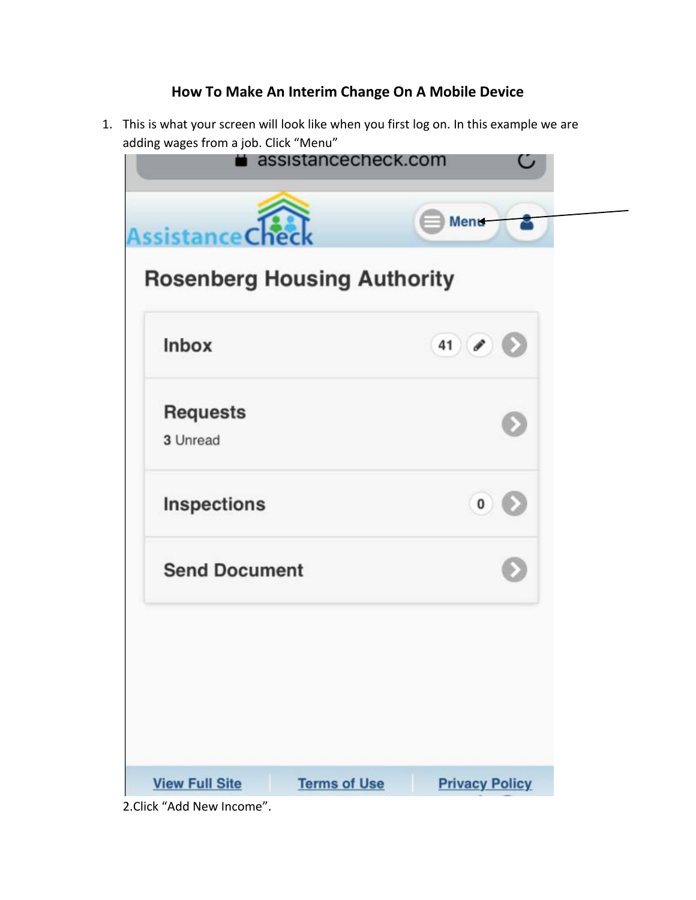# How To Make An Interim Change On A Mobile Device

1. This is what your screen will look like when you first log on. In this example we are adding wages from a job. Click "Menu"

2.Click "Add New Income".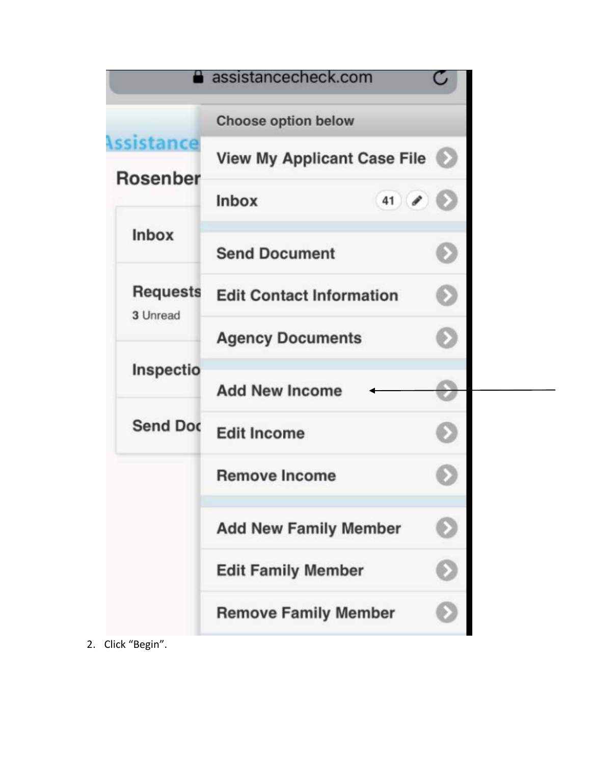2. Click "Begin".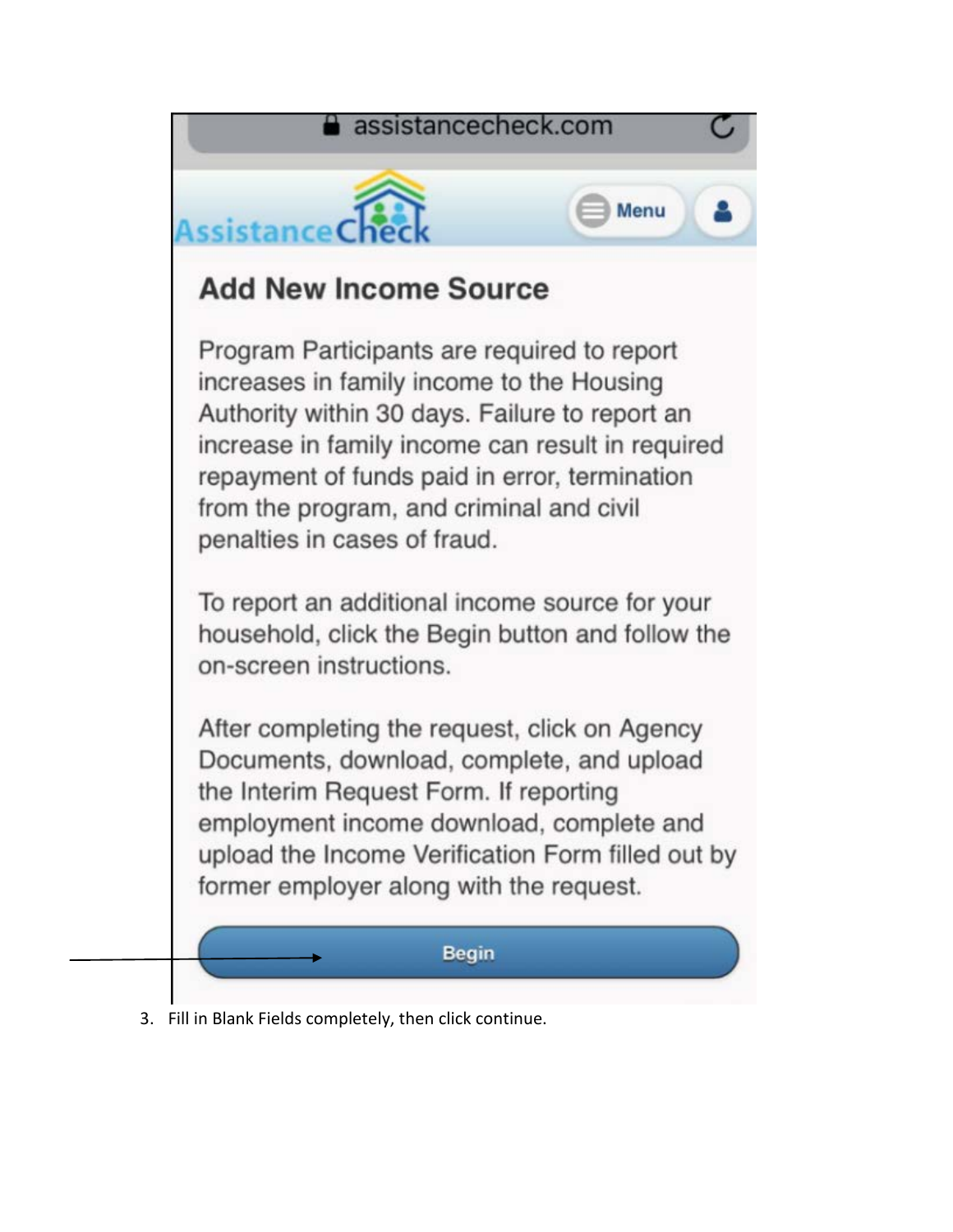assistancecheck.com

AssistanceCheck

Menu

## Add New Income Source

Program Participants are required to report increases in family income to the Housing Authority within 30 days. Failure to report an increase in family income can result in required repayment of funds paid in error, termination from the program, and criminal and civil penalties in cases of fraud.

To report an additional income source for your household, click the Begin button and follow the on-screen instructions.

After completing the request, click on Agency Documents, download, complete, and upload the Interim Request Form. If reporting employment income download, complete and upload the Income Verification Form filled out by former employer along with the request.

Begin

3. Fill in Blank Fields completely, then click continue.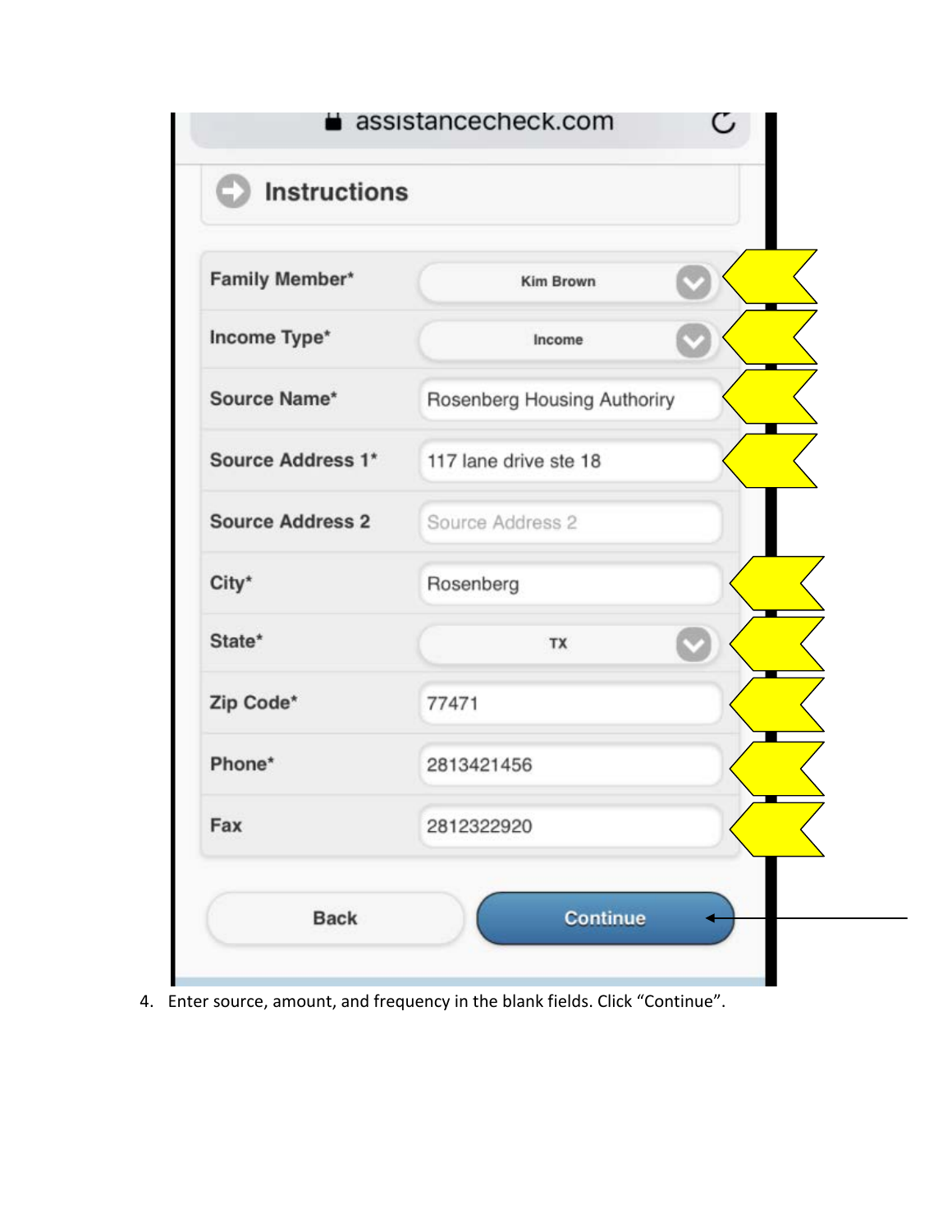assistancecheck.com

**Instructions**

| Field | Value |
| --- | --- |
| Family Member* | Kim Brown |
| Income Type* | Income |
| Source Name* | Rosenberg Housing Authoriry |
| Source Address 1* | 117 lane drive ste 18 |
| Source Address 2 | Source Address 2 |
| City* | Rosenberg |
| State* | TX |
| Zip Code* | 77471 |
| Phone* | 2813421456 |
| Fax | 2812322920 |

Back | Continue

4. Enter source, amount, and frequency in the blank fields. Click "Continue".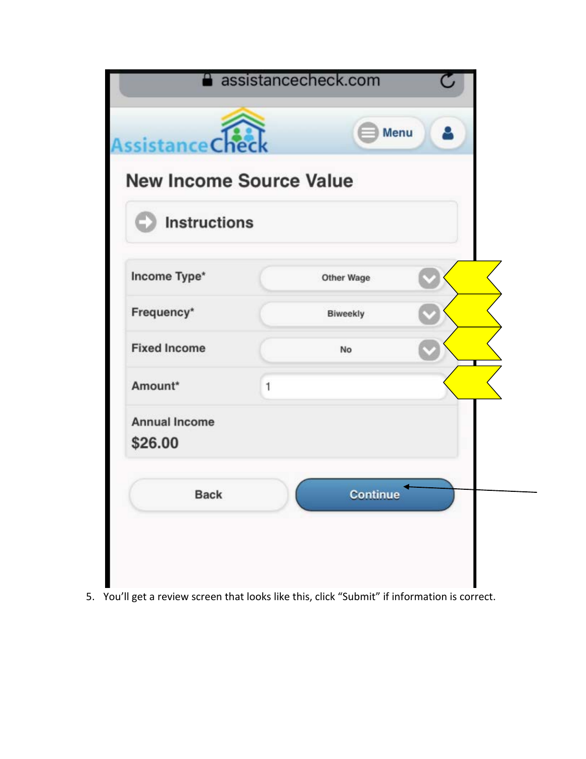assistancecheck.com

AssistanceCheck

Menu

## New Income Source Value

Instructions

| | |
|---|---|
| Income Type* | Other Wage |
| Frequency* | Biweekly |
| Fixed Income | No |
| Amount* | 1 |

Annual Income

**$26.00**

Back | Continue

5. You'll get a review screen that looks like this, click "Submit" if information is correct.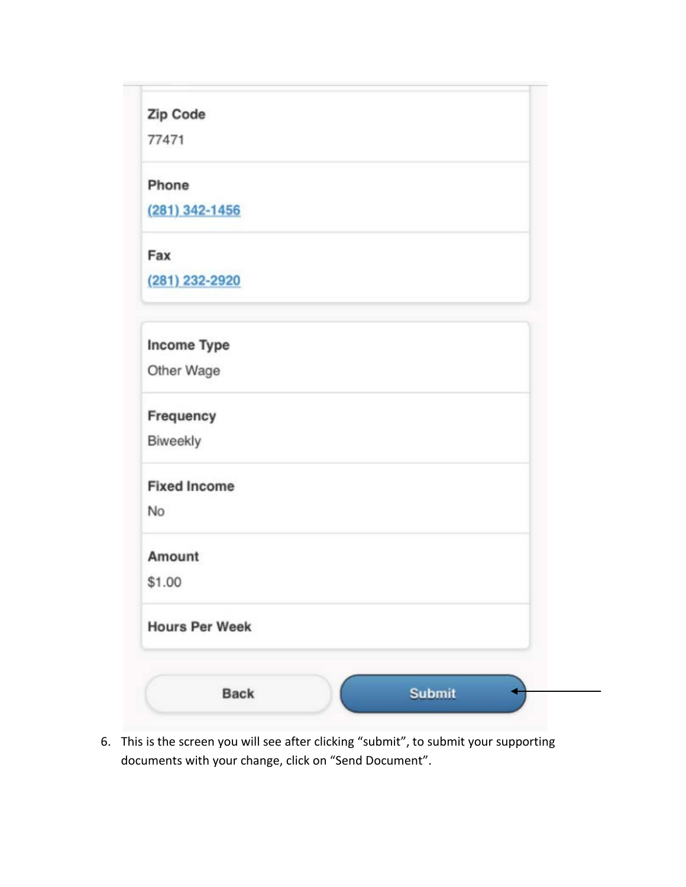Zip Code

77471

Phone

(281) 342-1456

Fax

(281) 232-2920

Income Type

Other Wage

Frequency

Biweekly

Fixed Income

No

Amount

$1.00

Hours Per Week

Back Submit

6. This is the screen you will see after clicking "submit", to submit your supporting documents with your change, click on "Send Document".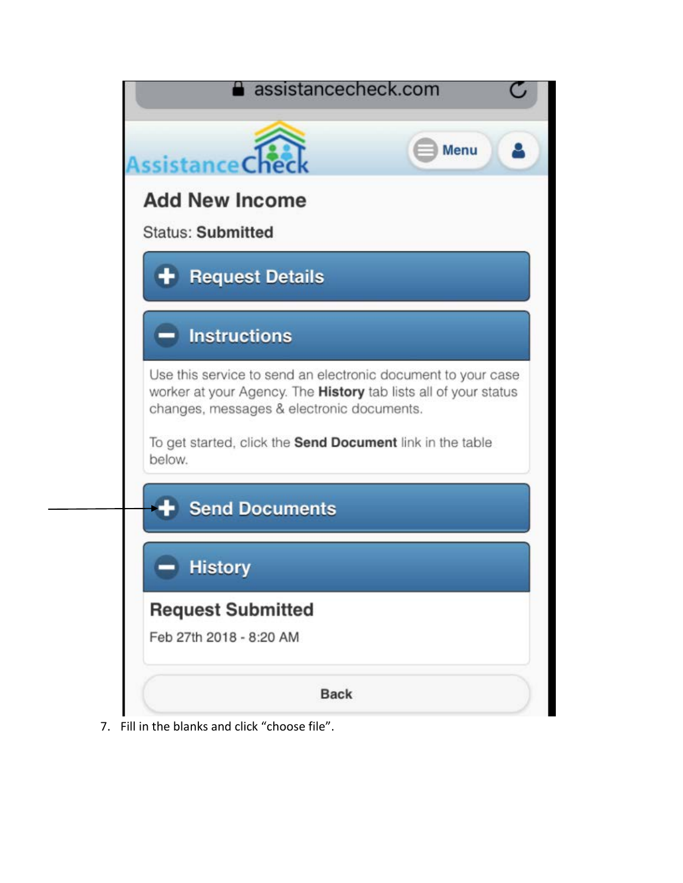assistancecheck.com

AssistanceCheck

Menu

## Add New Income

Status: **Submitted**

**Request Details**

**Instructions**

Use this service to send an electronic document to your case worker at your Agency. The **History** tab lists all of your status changes, messages & electronic documents.

To get started, click the **Send Document** link in the table below.

**Send Documents**

**History**

**Request Submitted**

Feb 27th 2018 - 8:20 AM

Back

7. Fill in the blanks and click "choose file".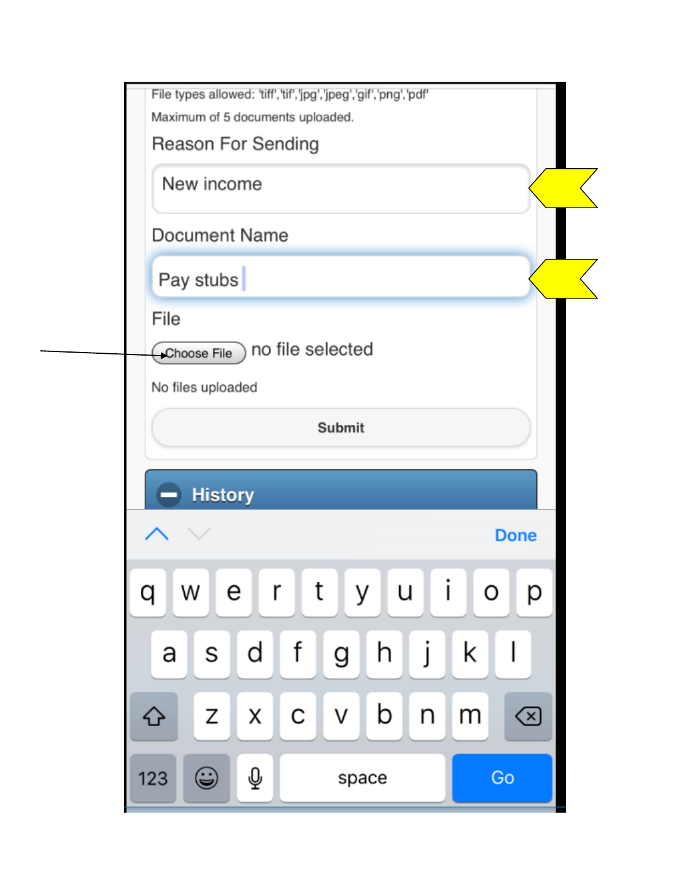File types allowed: 'tiff','tif','jpg','jpeg','gif','png','pdf'

Maximum of 5 documents uploaded.

Reason For Sending

New income

Document Name

Pay stubs

File

Choose File no file selected

No files uploaded

Submit

History

Done

q w e r t y u i o p

a s d f g h j k l

z x c v b n m

123 space Go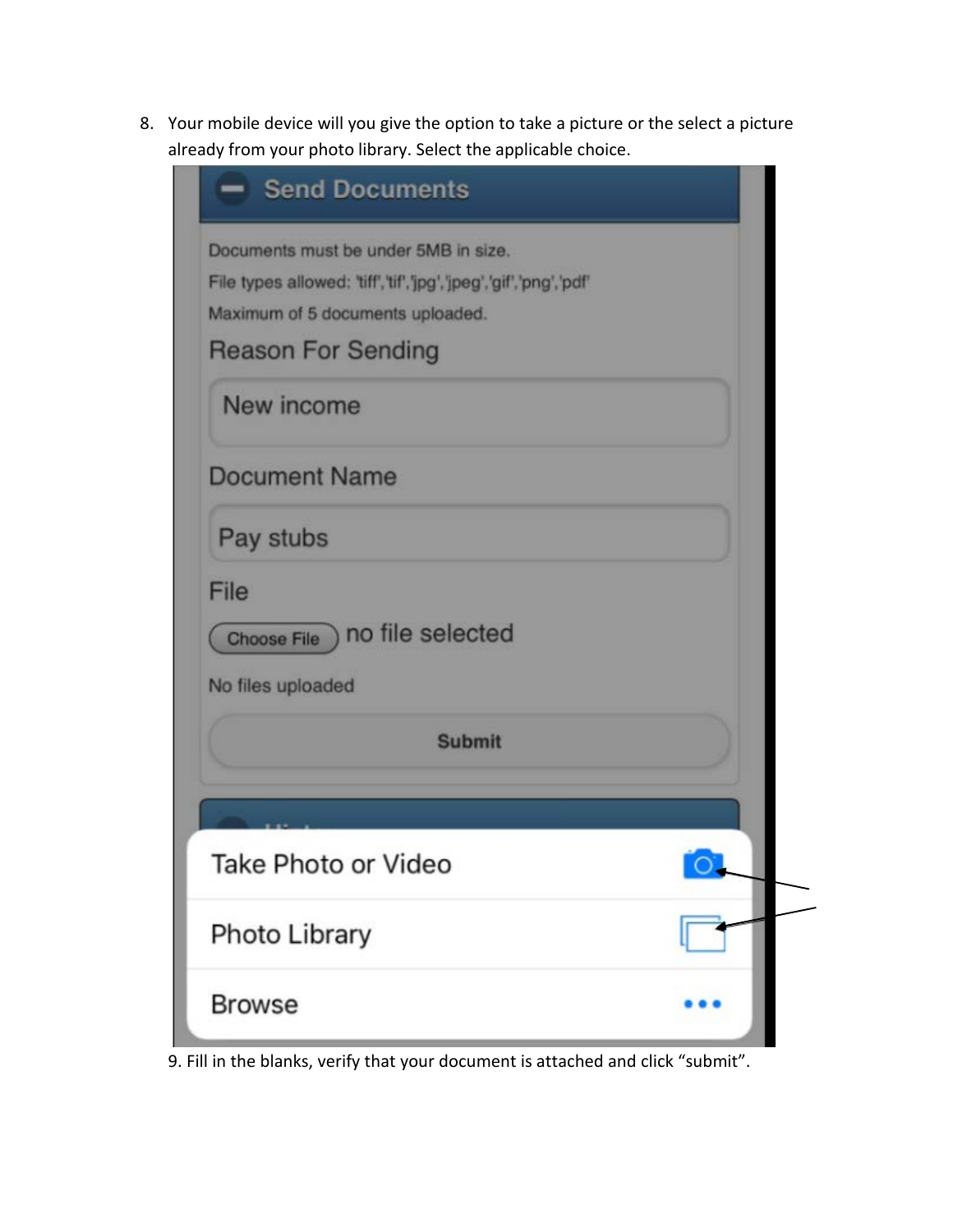8. Your mobile device will you give the option to take a picture or the select a picture already from your photo library. Select the applicable choice.

Send Documents

Documents must be under 5MB in size.

File types allowed: 'tiff','tif','jpg','jpeg','gif','png','pdf'

Maximum of 5 documents uploaded.

Reason For Sending

New income

Document Name

Pay stubs

File

Choose File no file selected

No files uploaded

Submit

Take Photo or Video

Photo Library

Browse

9. Fill in the blanks, verify that your document is attached and click "submit".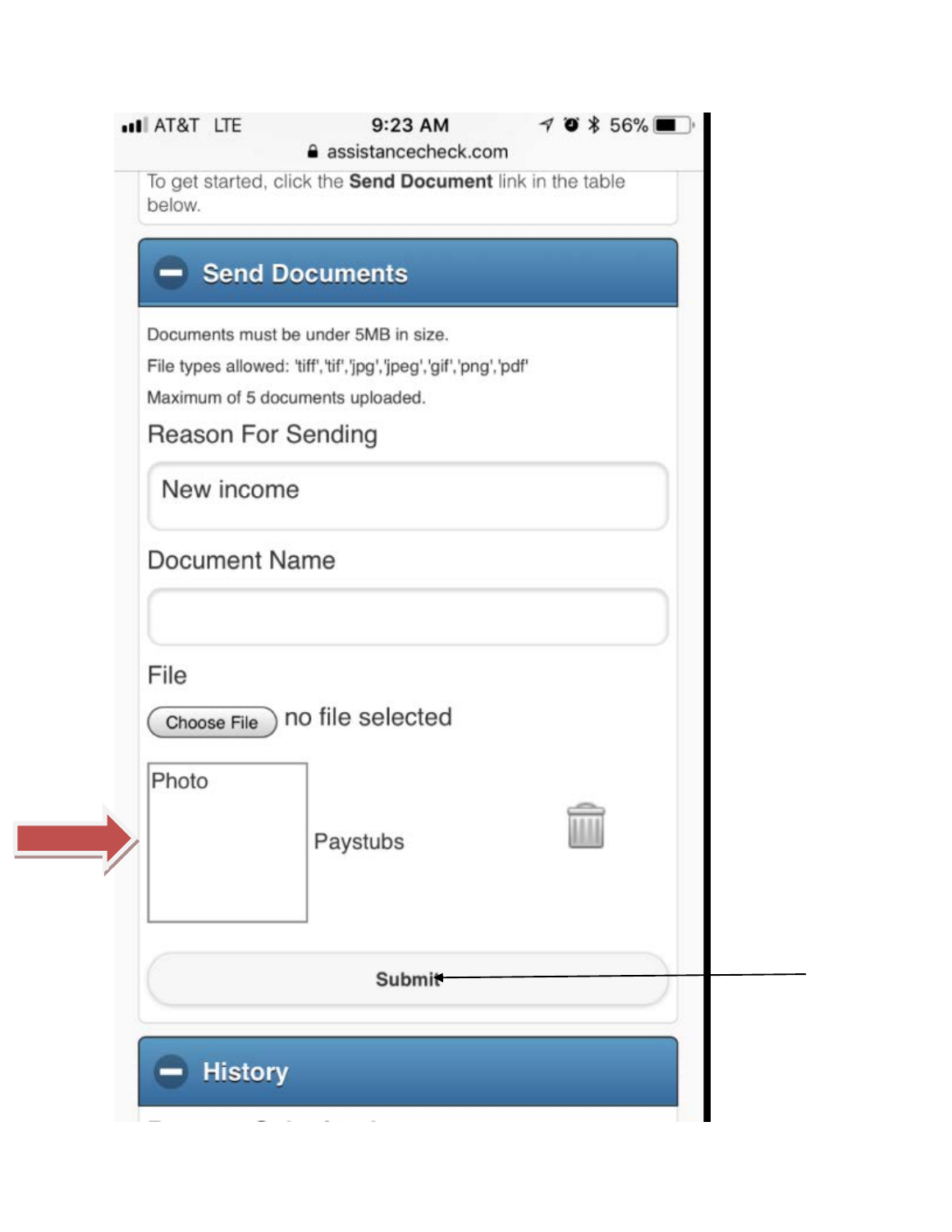To get started, click the **Send Document** link in the table below.

## Send Documents

Documents must be under 5MB in size.

File types allowed: 'tiff','tif','jpg','jpeg','gif','png','pdf'

Maximum of 5 documents uploaded.

Reason For Sending

New income

Document Name

File

Choose File no file selected

Photo

Paystubs

Submit

## History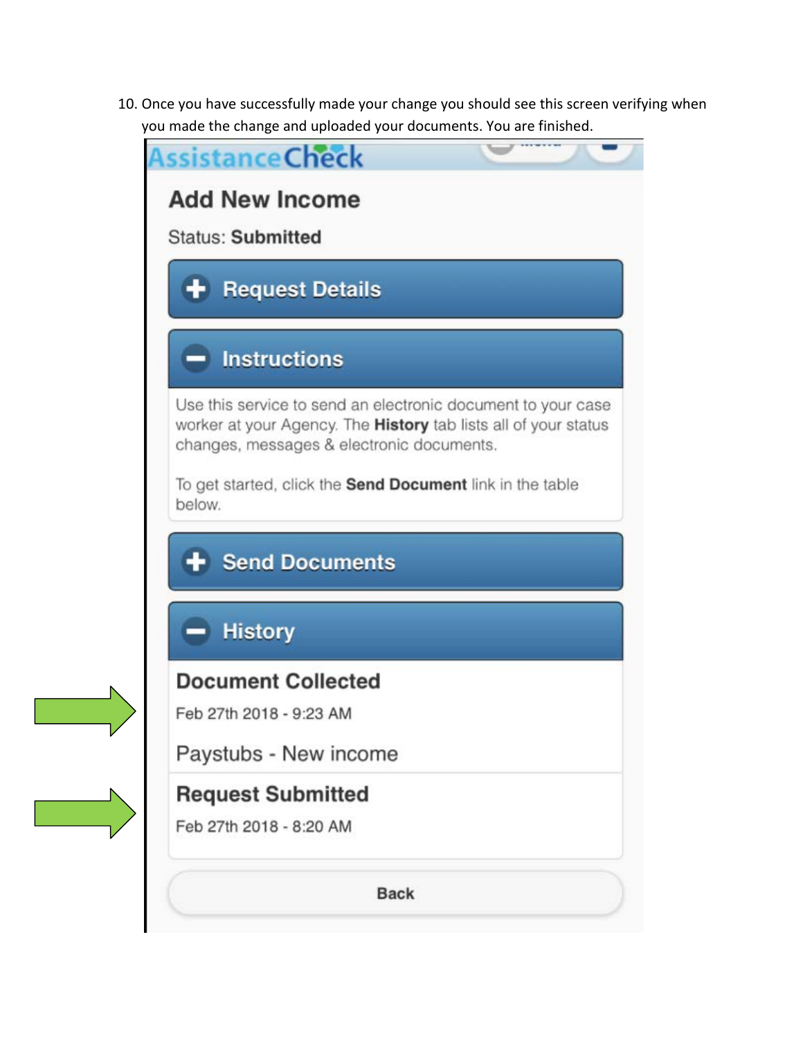10. Once you have successfully made your change you should see this screen verifying when you made the change and uploaded your documents. You are finished.

AssistanceCheck

**Add New Income**

Status: **Submitted**

+ Request Details

− Instructions

Use this service to send an electronic document to your case worker at your Agency. The **History** tab lists all of your status changes, messages & electronic documents.

To get started, click the **Send Document** link in the table below.

+ Send Documents

− History

**Document Collected**

Feb 27th 2018 - 9:23 AM

Paystubs - New income

**Request Submitted**

Feb 27th 2018 - 8:20 AM

Back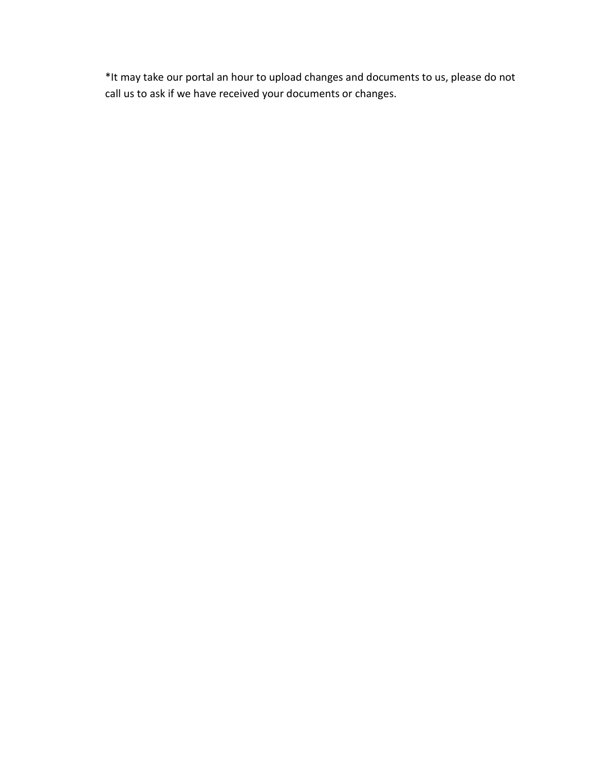*It may take our portal an hour to upload changes and documents to us, please do not call us to ask if we have received your documents or changes.